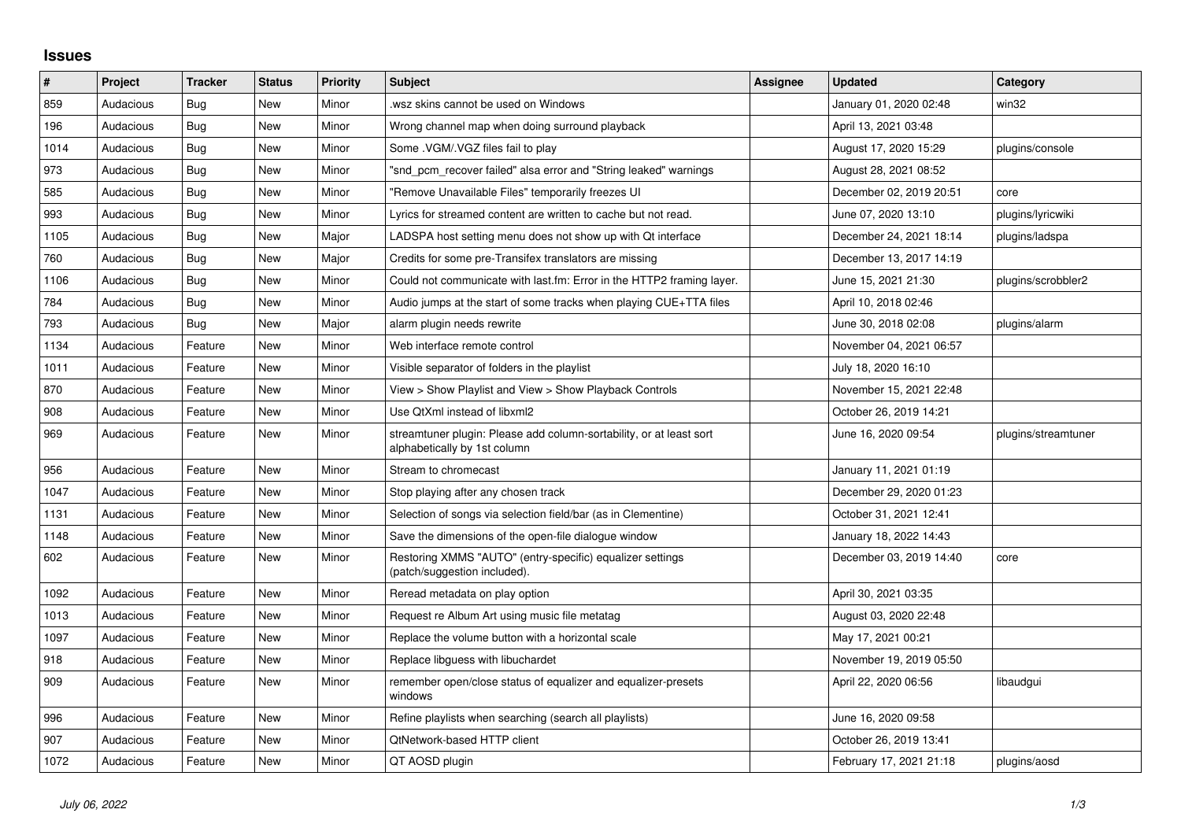# Issues

| # | Project | Tracker | Status | Priority | Subject | Assignee | Updated | Category |
|---|---|---|---|---|---|---|---|---|
| 859 | Audacious | Bug | New | Minor | .wsz skins cannot be used on Windows | | January 01, 2020 02:48 | win32 |
| 196 | Audacious | Bug | New | Minor | Wrong channel map when doing surround playback | | April 13, 2021 03:48 | |
| 1014 | Audacious | Bug | New | Minor | Some .VGM/.VGZ files fail to play | | August 17, 2020 15:29 | plugins/console |
| 973 | Audacious | Bug | New | Minor | "snd_pcm_recover failed" alsa error and "String leaked" warnings | | August 28, 2021 08:52 | |
| 585 | Audacious | Bug | New | Minor | "Remove Unavailable Files" temporarily freezes UI | | December 02, 2019 20:51 | core |
| 993 | Audacious | Bug | New | Minor | Lyrics for streamed content are written to cache but not read. | | June 07, 2020 13:10 | plugins/lyricwiki |
| 1105 | Audacious | Bug | New | Major | LADSPA host setting menu does not show up with Qt interface | | December 24, 2021 18:14 | plugins/ladspa |
| 760 | Audacious | Bug | New | Major | Credits for some pre-Transifex translators are missing | | December 13, 2017 14:19 | |
| 1106 | Audacious | Bug | New | Minor | Could not communicate with last.fm: Error in the HTTP2 framing layer. | | June 15, 2021 21:30 | plugins/scrobbler2 |
| 784 | Audacious | Bug | New | Minor | Audio jumps at the start of some tracks when playing CUE+TTA files | | April 10, 2018 02:46 | |
| 793 | Audacious | Bug | New | Major | alarm plugin needs rewrite | | June 30, 2018 02:08 | plugins/alarm |
| 1134 | Audacious | Feature | New | Minor | Web interface remote control | | November 04, 2021 06:57 | |
| 1011 | Audacious | Feature | New | Minor | Visible separator of folders in the playlist | | July 18, 2020 16:10 | |
| 870 | Audacious | Feature | New | Minor | View > Show Playlist and View > Show Playback Controls | | November 15, 2021 22:48 | |
| 908 | Audacious | Feature | New | Minor | Use QtXml instead of libxml2 | | October 26, 2019 14:21 | |
| 969 | Audacious | Feature | New | Minor | streamtuner plugin: Please add column-sortability, or at least sort alphabetically by 1st column | | June 16, 2020 09:54 | plugins/streamtuner |
| 956 | Audacious | Feature | New | Minor | Stream to chromecast | | January 11, 2021 01:19 | |
| 1047 | Audacious | Feature | New | Minor | Stop playing after any chosen track | | December 29, 2020 01:23 | |
| 1131 | Audacious | Feature | New | Minor | Selection of songs via selection field/bar (as in Clementine) | | October 31, 2021 12:41 | |
| 1148 | Audacious | Feature | New | Minor | Save the dimensions of the open-file dialogue window | | January 18, 2022 14:43 | |
| 602 | Audacious | Feature | New | Minor | Restoring XMMS "AUTO" (entry-specific) equalizer settings (patch/suggestion included). | | December 03, 2019 14:40 | core |
| 1092 | Audacious | Feature | New | Minor | Reread metadata on play option | | April 30, 2021 03:35 | |
| 1013 | Audacious | Feature | New | Minor | Request re Album Art using music file metatag | | August 03, 2020 22:48 | |
| 1097 | Audacious | Feature | New | Minor | Replace the volume button with a horizontal scale | | May 17, 2021 00:21 | |
| 918 | Audacious | Feature | New | Minor | Replace libguess with libuchardet | | November 19, 2019 05:50 | |
| 909 | Audacious | Feature | New | Minor | remember open/close status of equalizer and equalizer-presets windows | | April 22, 2020 06:56 | libaudgui |
| 996 | Audacious | Feature | New | Minor | Refine playlists when searching (search all playlists) | | June 16, 2020 09:58 | |
| 907 | Audacious | Feature | New | Minor | QtNetwork-based HTTP client | | October 26, 2019 13:41 | |
| 1072 | Audacious | Feature | New | Minor | QT AOSD plugin | | February 17, 2021 21:18 | plugins/aosd |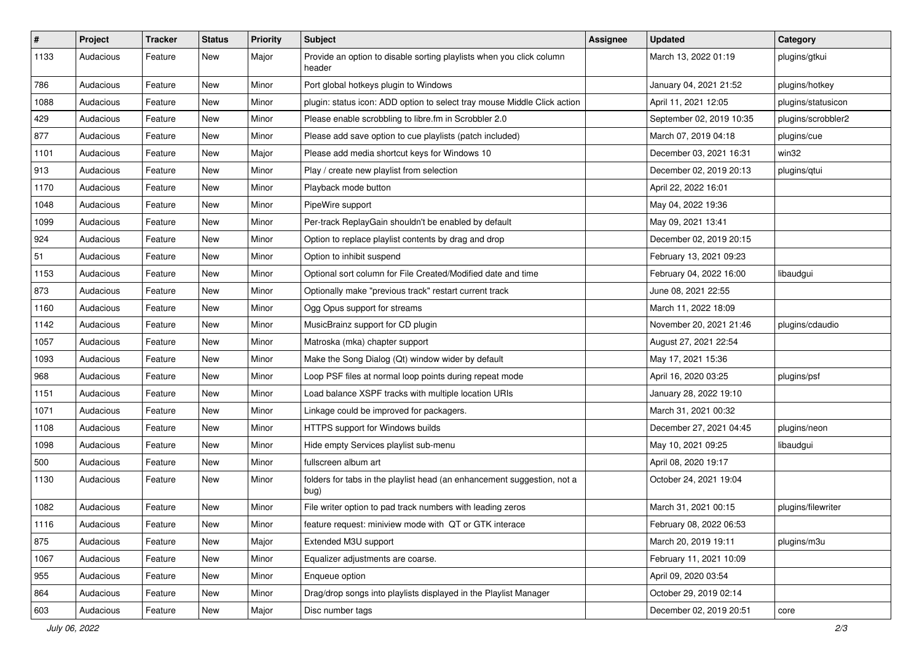| # | Project | Tracker | Status | Priority | Subject | Assignee | Updated | Category |
|---|---|---|---|---|---|---|---|---|
| 1133 | Audacious | Feature | New | Major | Provide an option to disable sorting playlists when you click column header | | March 13, 2022 01:19 | plugins/gtkui |
| 786 | Audacious | Feature | New | Minor | Port global hotkeys plugin to Windows | | January 04, 2021 21:52 | plugins/hotkey |
| 1088 | Audacious | Feature | New | Minor | plugin: status icon: ADD option to select tray mouse Middle Click action | | April 11, 2021 12:05 | plugins/statusicon |
| 429 | Audacious | Feature | New | Minor | Please enable scrobbling to libre.fm in Scrobbler 2.0 | | September 02, 2019 10:35 | plugins/scrobbler2 |
| 877 | Audacious | Feature | New | Minor | Please add save option to cue playlists (patch included) | | March 07, 2019 04:18 | plugins/cue |
| 1101 | Audacious | Feature | New | Major | Please add media shortcut keys for Windows 10 | | December 03, 2021 16:31 | win32 |
| 913 | Audacious | Feature | New | Minor | Play / create new playlist from selection | | December 02, 2019 20:13 | plugins/qtui |
| 1170 | Audacious | Feature | New | Minor | Playback mode button | | April 22, 2022 16:01 | |
| 1048 | Audacious | Feature | New | Minor | PipeWire support | | May 04, 2022 19:36 | |
| 1099 | Audacious | Feature | New | Minor | Per-track ReplayGain shouldn't be enabled by default | | May 09, 2021 13:41 | |
| 924 | Audacious | Feature | New | Minor | Option to replace playlist contents by drag and drop | | December 02, 2019 20:15 | |
| 51 | Audacious | Feature | New | Minor | Option to inhibit suspend | | February 13, 2021 09:23 | |
| 1153 | Audacious | Feature | New | Minor | Optional sort column for File Created/Modified date and time | | February 04, 2022 16:00 | libaudgui |
| 873 | Audacious | Feature | New | Minor | Optionally make "previous track" restart current track | | June 08, 2021 22:55 | |
| 1160 | Audacious | Feature | New | Minor | Ogg Opus support for streams | | March 11, 2022 18:09 | |
| 1142 | Audacious | Feature | New | Minor | MusicBrainz support for CD plugin | | November 20, 2021 21:46 | plugins/cdaudio |
| 1057 | Audacious | Feature | New | Minor | Matroska (mka) chapter support | | August 27, 2021 22:54 | |
| 1093 | Audacious | Feature | New | Minor | Make the Song Dialog (Qt) window wider by default | | May 17, 2021 15:36 | |
| 968 | Audacious | Feature | New | Minor | Loop PSF files at normal loop points during repeat mode | | April 16, 2020 03:25 | plugins/psf |
| 1151 | Audacious | Feature | New | Minor | Load balance XSPF tracks with multiple location URIs | | January 28, 2022 19:10 | |
| 1071 | Audacious | Feature | New | Minor | Linkage could be improved for packagers. | | March 31, 2021 00:32 | |
| 1108 | Audacious | Feature | New | Minor | HTTPS support for Windows builds | | December 27, 2021 04:45 | plugins/neon |
| 1098 | Audacious | Feature | New | Minor | Hide empty Services playlist sub-menu | | May 10, 2021 09:25 | libaudgui |
| 500 | Audacious | Feature | New | Minor | fullscreen album art | | April 08, 2020 19:17 | |
| 1130 | Audacious | Feature | New | Minor | folders for tabs in the playlist head (an enhancement suggestion, not a bug) | | October 24, 2021 19:04 | |
| 1082 | Audacious | Feature | New | Minor | File writer option to pad track numbers with leading zeros | | March 31, 2021 00:15 | plugins/filewriter |
| 1116 | Audacious | Feature | New | Minor | feature request: miniview mode with QT or GTK interace | | February 08, 2022 06:53 | |
| 875 | Audacious | Feature | New | Major | Extended M3U support | | March 20, 2019 19:11 | plugins/m3u |
| 1067 | Audacious | Feature | New | Minor | Equalizer adjustments are coarse. | | February 11, 2021 10:09 | |
| 955 | Audacious | Feature | New | Minor | Enqueue option | | April 09, 2020 03:54 | |
| 864 | Audacious | Feature | New | Minor | Drag/drop songs into playlists displayed in the Playlist Manager | | October 29, 2019 02:14 | |
| 603 | Audacious | Feature | New | Major | Disc number tags | | December 02, 2019 20:51 | core |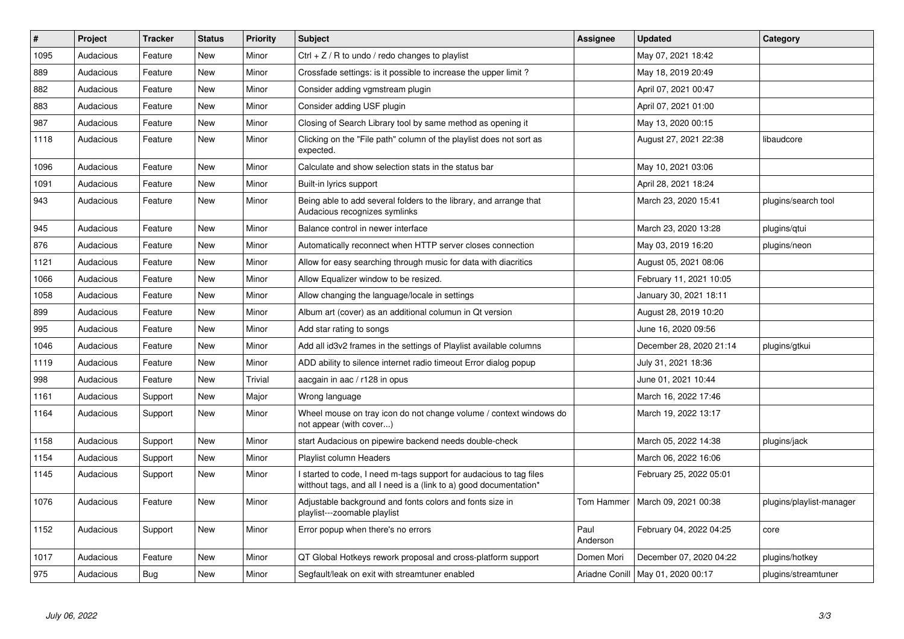| # | Project | Tracker | Status | Priority | Subject | Assignee | Updated | Category |
|---|---|---|---|---|---|---|---|---|
| 1095 | Audacious | Feature | New | Minor | Ctrl + Z / R to undo / redo changes to playlist | | May 07, 2021 18:42 | |
| 889 | Audacious | Feature | New | Minor | Crossfade settings: is it possible to increase the upper limit ? | | May 18, 2019 20:49 | |
| 882 | Audacious | Feature | New | Minor | Consider adding vgmstream plugin | | April 07, 2021 00:47 | |
| 883 | Audacious | Feature | New | Minor | Consider adding USF plugin | | April 07, 2021 01:00 | |
| 987 | Audacious | Feature | New | Minor | Closing of Search Library tool by same method as opening it | | May 13, 2020 00:15 | |
| 1118 | Audacious | Feature | New | Minor | Clicking on the "File path" column of the playlist does not sort as expected. | | August 27, 2021 22:38 | libaudcore |
| 1096 | Audacious | Feature | New | Minor | Calculate and show selection stats in the status bar | | May 10, 2021 03:06 | |
| 1091 | Audacious | Feature | New | Minor | Built-in lyrics support | | April 28, 2021 18:24 | |
| 943 | Audacious | Feature | New | Minor | Being able to add several folders to the library, and arrange that Audacious recognizes symlinks | | March 23, 2020 15:41 | plugins/search tool |
| 945 | Audacious | Feature | New | Minor | Balance control in newer interface | | March 23, 2020 13:28 | plugins/qtui |
| 876 | Audacious | Feature | New | Minor | Automatically reconnect when HTTP server closes connection | | May 03, 2019 16:20 | plugins/neon |
| 1121 | Audacious | Feature | New | Minor | Allow for easy searching through music for data with diacritics | | August 05, 2021 08:06 | |
| 1066 | Audacious | Feature | New | Minor | Allow Equalizer window to be resized. | | February 11, 2021 10:05 | |
| 1058 | Audacious | Feature | New | Minor | Allow changing the language/locale in settings | | January 30, 2021 18:11 | |
| 899 | Audacious | Feature | New | Minor | Album art (cover) as an additional columun in Qt version | | August 28, 2019 10:20 | |
| 995 | Audacious | Feature | New | Minor | Add star rating to songs | | June 16, 2020 09:56 | |
| 1046 | Audacious | Feature | New | Minor | Add all id3v2 frames in the settings of Playlist available columns | | December 28, 2020 21:14 | plugins/gtkui |
| 1119 | Audacious | Feature | New | Minor | ADD ability to silence internet radio timeout Error dialog popup | | July 31, 2021 18:36 | |
| 998 | Audacious | Feature | New | Trivial | aacgain in aac / r128 in opus | | June 01, 2021 10:44 | |
| 1161 | Audacious | Support | New | Major | Wrong language | | March 16, 2022 17:46 | |
| 1164 | Audacious | Support | New | Minor | Wheel mouse on tray icon do not change volume / context windows do not appear (with cover...) | | March 19, 2022 13:17 | |
| 1158 | Audacious | Support | New | Minor | start Audacious on pipewire backend needs double-check | | March 05, 2022 14:38 | plugins/jack |
| 1154 | Audacious | Support | New | Minor | Playlist column Headers | | March 06, 2022 16:06 | |
| 1145 | Audacious | Support | New | Minor | I started to code, I need m-tags support for audacious to tag files witthout tags, and all I need is a (link to a) good documentation* | | February 25, 2022 05:01 | |
| 1076 | Audacious | Feature | New | Minor | Adjustable background and fonts colors and fonts size in playlist---zoomable playlist | Tom Hammer | March 09, 2021 00:38 | plugins/playlist-manager |
| 1152 | Audacious | Support | New | Minor | Error popup when there's no errors | Paul Anderson | February 04, 2022 04:25 | core |
| 1017 | Audacious | Feature | New | Minor | QT Global Hotkeys rework proposal and cross-platform support | Domen Mori | December 07, 2020 04:22 | plugins/hotkey |
| 975 | Audacious | Bug | New | Minor | Segfault/leak on exit with streamtuner enabled | Ariadne Conill | May 01, 2020 00:17 | plugins/streamtuner |

*July 06, 2022*